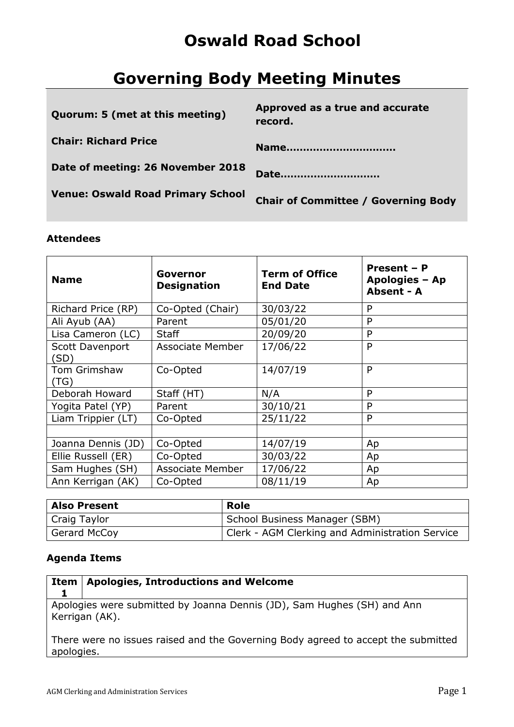# Oswald Road School

# Governing Body Meeting Minutes

| | |
|---|---|
| **Quorum: 5 (met at this meeting)** | **Approved as a true and accurate record.** |
| **Chair: Richard Price** | **Name.............................** |
| **Date of meeting: 26 November 2018** | **Date..........................** |
| **Venue: Oswald Road Primary School** | **Chair of Committee / Governing Body** |

### Attendees

| Name | Governor Designation | Term of Office End Date | Present – P Apologies – Ap Absent - A |
|---|---|---|---|
| Richard Price (RP) | Co-Opted (Chair) | 30/03/22 | P |
| Ali Ayub (AA) | Parent | 05/01/20 | P |
| Lisa Cameron (LC) | Staff | 20/09/20 | P |
| Scott Davenport (SD) | Associate Member | 17/06/22 | P |
| Tom Grimshaw (TG) | Co-Opted | 14/07/19 | P |
| Deborah Howard | Staff (HT) | N/A | P |
| Yogita Patel (YP) | Parent | 30/10/21 | P |
| Liam Trippier (LT) | Co-Opted | 25/11/22 | P |
| | | | |
| Joanna Dennis (JD) | Co-Opted | 14/07/19 | Ap |
| Ellie Russell (ER) | Co-Opted | 30/03/22 | Ap |
| Sam Hughes (SH) | Associate Member | 17/06/22 | Ap |
| Ann Kerrigan (AK) | Co-Opted | 08/11/19 | Ap |

| Also Present | Role |
|---|---|
| Craig Taylor | School Business Manager (SBM) |
| Gerard McCoy | Clerk - AGM Clerking and Administration Service |

### Agenda Items

| Item 1 | Apologies, Introductions and Welcome |
|---|---|

Apologies were submitted by Joanna Dennis (JD), Sam Hughes (SH) and Ann Kerrigan (AK).

There were no issues raised and the Governing Body agreed to accept the submitted apologies.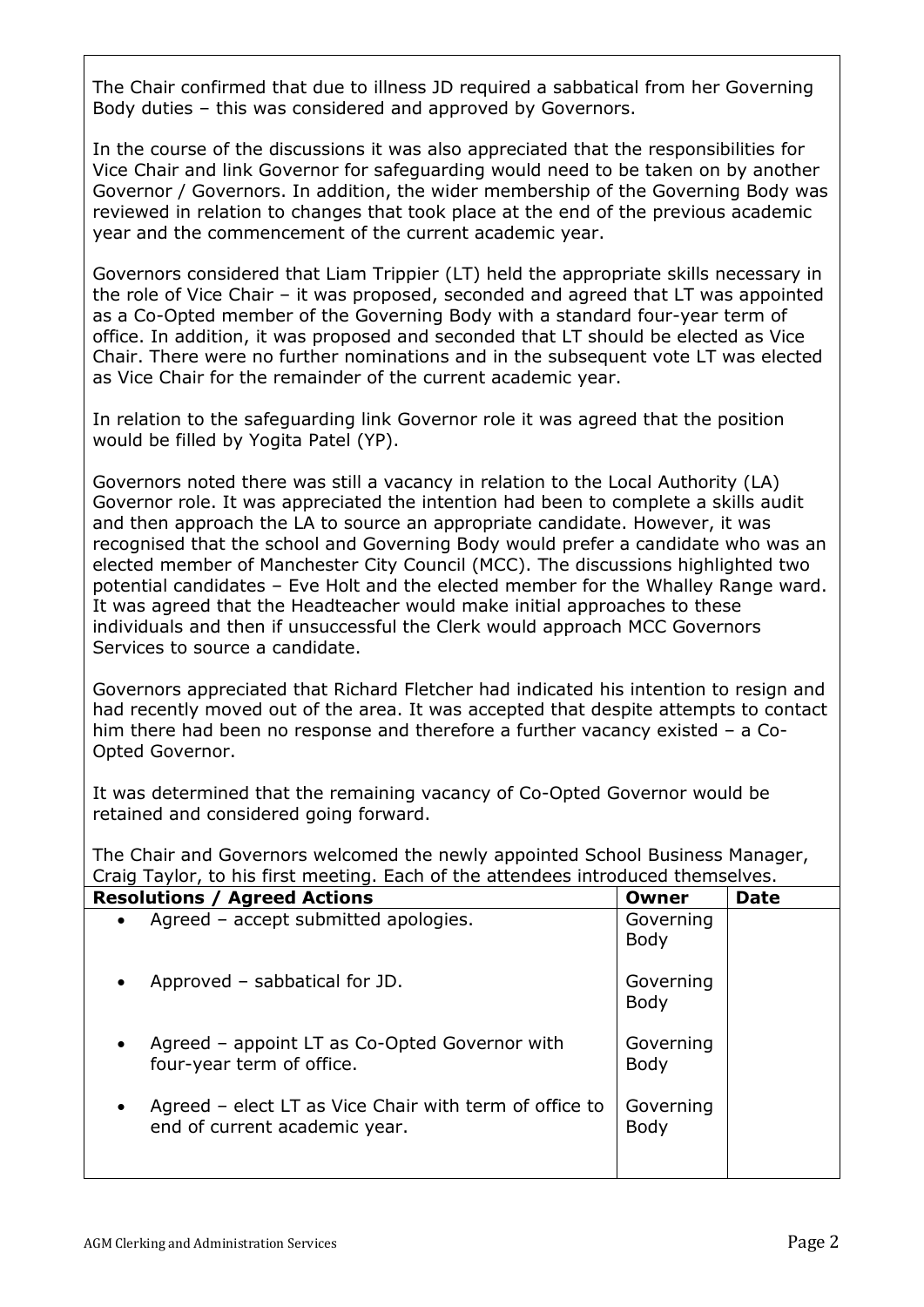The Chair confirmed that due to illness JD required a sabbatical from her Governing Body duties – this was considered and approved by Governors.

In the course of the discussions it was also appreciated that the responsibilities for Vice Chair and link Governor for safeguarding would need to be taken on by another Governor / Governors. In addition, the wider membership of the Governing Body was reviewed in relation to changes that took place at the end of the previous academic year and the commencement of the current academic year.

Governors considered that Liam Trippier (LT) held the appropriate skills necessary in the role of Vice Chair – it was proposed, seconded and agreed that LT was appointed as a Co-Opted member of the Governing Body with a standard four-year term of office. In addition, it was proposed and seconded that LT should be elected as Vice Chair. There were no further nominations and in the subsequent vote LT was elected as Vice Chair for the remainder of the current academic year.

In relation to the safeguarding link Governor role it was agreed that the position would be filled by Yogita Patel (YP).

Governors noted there was still a vacancy in relation to the Local Authority (LA) Governor role. It was appreciated the intention had been to complete a skills audit and then approach the LA to source an appropriate candidate. However, it was recognised that the school and Governing Body would prefer a candidate who was an elected member of Manchester City Council (MCC). The discussions highlighted two potential candidates – Eve Holt and the elected member for the Whalley Range ward. It was agreed that the Headteacher would make initial approaches to these individuals and then if unsuccessful the Clerk would approach MCC Governors Services to source a candidate.

Governors appreciated that Richard Fletcher had indicated his intention to resign and had recently moved out of the area. It was accepted that despite attempts to contact him there had been no response and therefore a further vacancy existed – a Co-Opted Governor.

It was determined that the remaining vacancy of Co-Opted Governor would be retained and considered going forward.

The Chair and Governors welcomed the newly appointed School Business Manager, Craig Taylor, to his first meeting. Each of the attendees introduced themselves.

| **Resolutions / Agreed Actions** | **Owner** | **Date** |
|---|---|---|
| • Agreed – accept submitted apologies. | Governing Body | |
| • Approved – sabbatical for JD. | Governing Body | |
| • Agreed – appoint LT as Co-Opted Governor with four-year term of office. | Governing Body | |
| • Agreed – elect LT as Vice Chair with term of office to end of current academic year. | Governing Body | |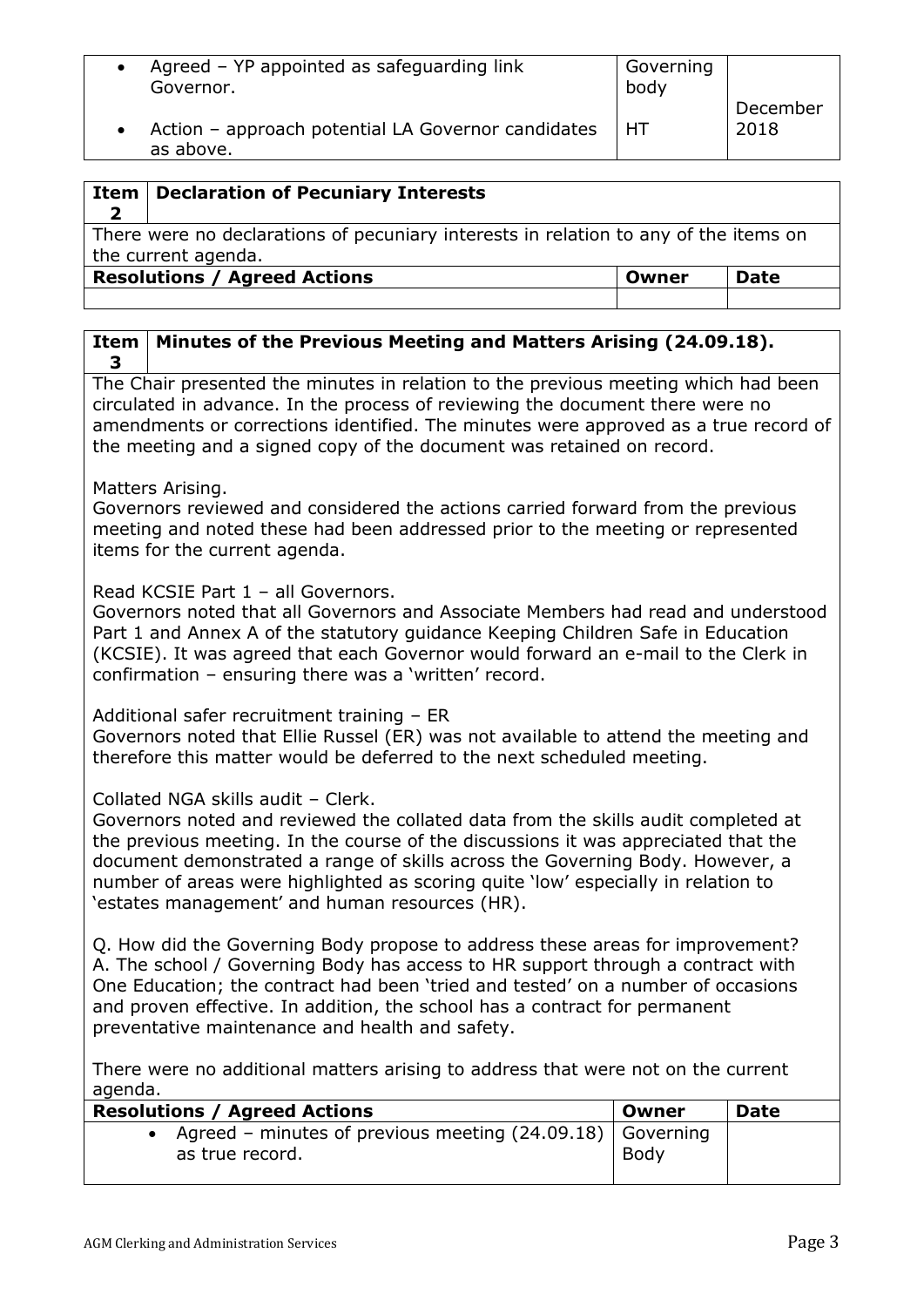| | Owner | Date |
|---|---|---|
| • Agreed – YP appointed as safeguarding link Governor. | Governing body | |
| • Action – approach potential LA Governor candidates as above. | HT | December 2018 |

| Item 2 | Declaration of Pecuniary Interests |
|---|---|

There were no declarations of pecuniary interests in relation to any of the items on the current agenda.

| Resolutions / Agreed Actions | Owner | Date |
|---|---|---|
| | | |

| Item 3 | Minutes of the Previous Meeting and Matters Arising (24.09.18). |
|---|---|

The Chair presented the minutes in relation to the previous meeting which had been circulated in advance. In the process of reviewing the document there were no amendments or corrections identified. The minutes were approved as a true record of the meeting and a signed copy of the document was retained on record.

Matters Arising.
Governors reviewed and considered the actions carried forward from the previous meeting and noted these had been addressed prior to the meeting or represented items for the current agenda.

Read KCSIE Part 1 – all Governors.
Governors noted that all Governors and Associate Members had read and understood Part 1 and Annex A of the statutory guidance Keeping Children Safe in Education (KCSIE). It was agreed that each Governor would forward an e-mail to the Clerk in confirmation – ensuring there was a 'written' record.

Additional safer recruitment training – ER
Governors noted that Ellie Russel (ER) was not available to attend the meeting and therefore this matter would be deferred to the next scheduled meeting.

Collated NGA skills audit – Clerk.
Governors noted and reviewed the collated data from the skills audit completed at the previous meeting. In the course of the discussions it was appreciated that the document demonstrated a range of skills across the Governing Body. However, a number of areas were highlighted as scoring quite 'low' especially in relation to 'estates management' and human resources (HR).

Q. How did the Governing Body propose to address these areas for improvement?
A. The school / Governing Body has access to HR support through a contract with One Education; the contract had been 'tried and tested' on a number of occasions and proven effective. In addition, the school has a contract for permanent preventative maintenance and health and safety.

There were no additional matters arising to address that were not on the current agenda.

| Resolutions / Agreed Actions | Owner | Date |
|---|---|---|
| • Agreed – minutes of previous meeting (24.09.18) as true record. | Governing Body | |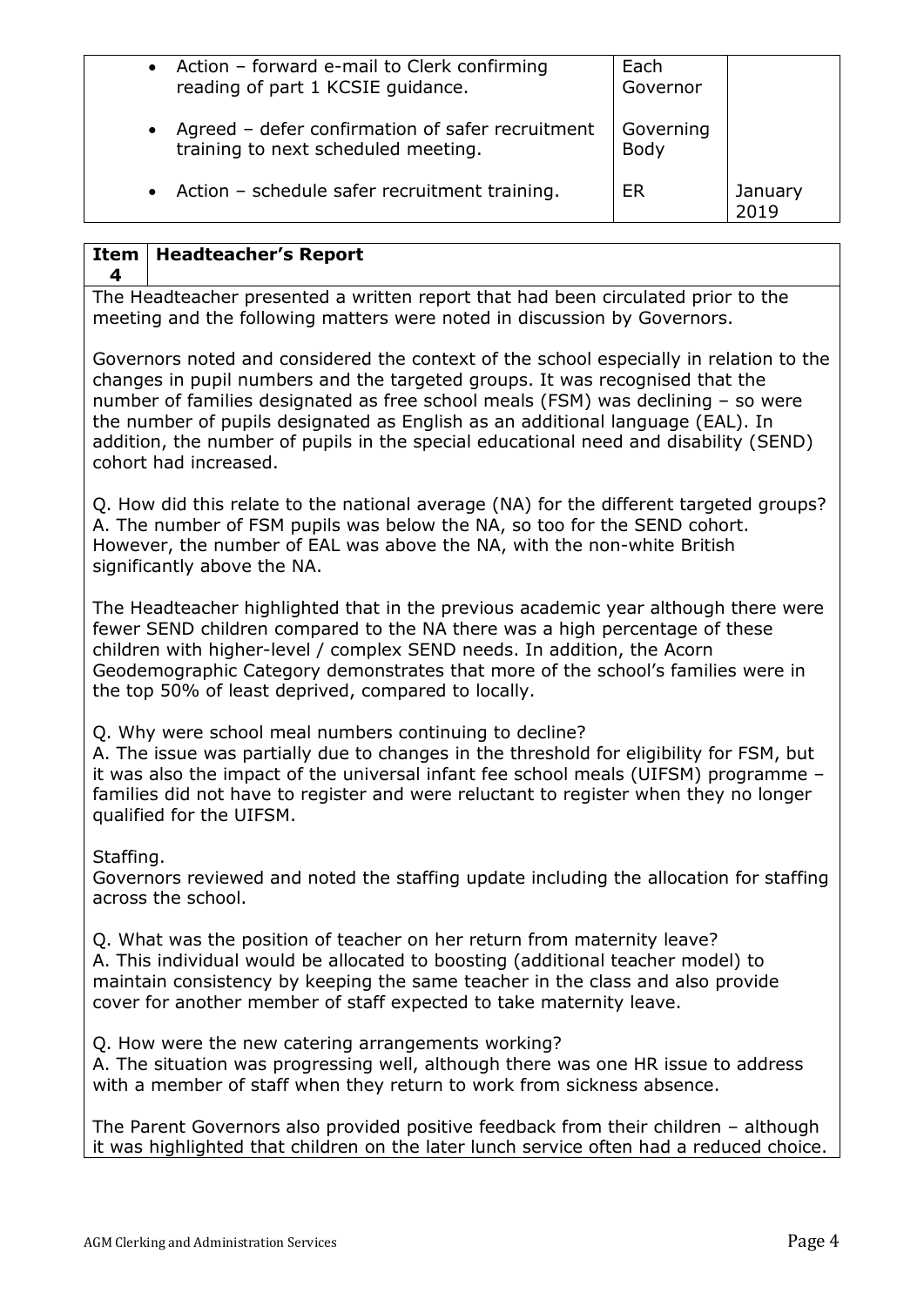| | | |
|---|---|---|
| • Action – forward e-mail to Clerk confirming reading of part 1 KCSIE guidance. | Each Governor | |
| • Agreed – defer confirmation of safer recruitment training to next scheduled meeting. | Governing Body | |
| • Action – schedule safer recruitment training. | ER | January 2019 |

| Item 4 | Headteacher's Report |
|---|---|

The Headteacher presented a written report that had been circulated prior to the meeting and the following matters were noted in discussion by Governors.

Governors noted and considered the context of the school especially in relation to the changes in pupil numbers and the targeted groups. It was recognised that the number of families designated as free school meals (FSM) was declining – so were the number of pupils designated as English as an additional language (EAL). In addition, the number of pupils in the special educational need and disability (SEND) cohort had increased.

Q. How did this relate to the national average (NA) for the different targeted groups?
A. The number of FSM pupils was below the NA, so too for the SEND cohort. However, the number of EAL was above the NA, with the non-white British significantly above the NA.

The Headteacher highlighted that in the previous academic year although there were fewer SEND children compared to the NA there was a high percentage of these children with higher-level / complex SEND needs. In addition, the Acorn Geodemographic Category demonstrates that more of the school's families were in the top 50% of least deprived, compared to locally.

Q. Why were school meal numbers continuing to decline?
A. The issue was partially due to changes in the threshold for eligibility for FSM, but it was also the impact of the universal infant fee school meals (UIFSM) programme – families did not have to register and were reluctant to register when they no longer qualified for the UIFSM.

Staffing.
Governors reviewed and noted the staffing update including the allocation for staffing across the school.

Q. What was the position of teacher on her return from maternity leave?
A. This individual would be allocated to boosting (additional teacher model) to maintain consistency by keeping the same teacher in the class and also provide cover for another member of staff expected to take maternity leave.

Q. How were the new catering arrangements working?
A. The situation was progressing well, although there was one HR issue to address with a member of staff when they return to work from sickness absence.

The Parent Governors also provided positive feedback from their children – although it was highlighted that children on the later lunch service often had a reduced choice.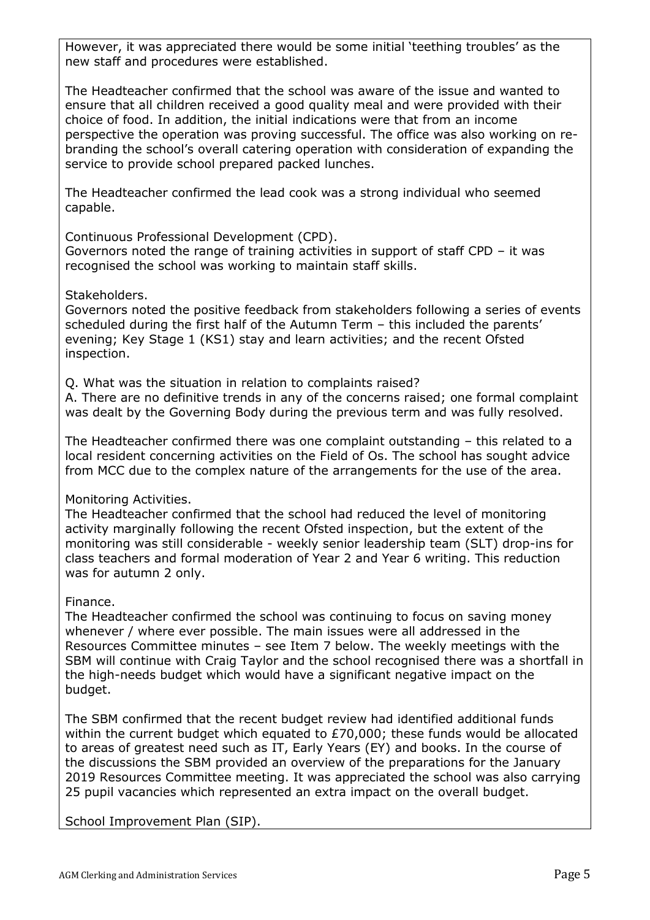However, it was appreciated there would be some initial 'teething troubles' as the new staff and procedures were established.

The Headteacher confirmed that the school was aware of the issue and wanted to ensure that all children received a good quality meal and were provided with their choice of food. In addition, the initial indications were that from an income perspective the operation was proving successful. The office was also working on re-branding the school's overall catering operation with consideration of expanding the service to provide school prepared packed lunches.

The Headteacher confirmed the lead cook was a strong individual who seemed capable.

Continuous Professional Development (CPD).
Governors noted the range of training activities in support of staff CPD – it was recognised the school was working to maintain staff skills.

Stakeholders.
Governors noted the positive feedback from stakeholders following a series of events scheduled during the first half of the Autumn Term – this included the parents' evening; Key Stage 1 (KS1) stay and learn activities; and the recent Ofsted inspection.

Q. What was the situation in relation to complaints raised?
A. There are no definitive trends in any of the concerns raised; one formal complaint was dealt by the Governing Body during the previous term and was fully resolved.

The Headteacher confirmed there was one complaint outstanding – this related to a local resident concerning activities on the Field of Os. The school has sought advice from MCC due to the complex nature of the arrangements for the use of the area.

Monitoring Activities.
The Headteacher confirmed that the school had reduced the level of monitoring activity marginally following the recent Ofsted inspection, but the extent of the monitoring was still considerable - weekly senior leadership team (SLT) drop-ins for class teachers and formal moderation of Year 2 and Year 6 writing. This reduction was for autumn 2 only.

Finance.
The Headteacher confirmed the school was continuing to focus on saving money whenever / where ever possible. The main issues were all addressed in the Resources Committee minutes – see Item 7 below. The weekly meetings with the SBM will continue with Craig Taylor and the school recognised there was a shortfall in the high-needs budget which would have a significant negative impact on the budget.

The SBM confirmed that the recent budget review had identified additional funds within the current budget which equated to £70,000; these funds would be allocated to areas of greatest need such as IT, Early Years (EY) and books. In the course of the discussions the SBM provided an overview of the preparations for the January 2019 Resources Committee meeting. It was appreciated the school was also carrying 25 pupil vacancies which represented an extra impact on the overall budget.

School Improvement Plan (SIP).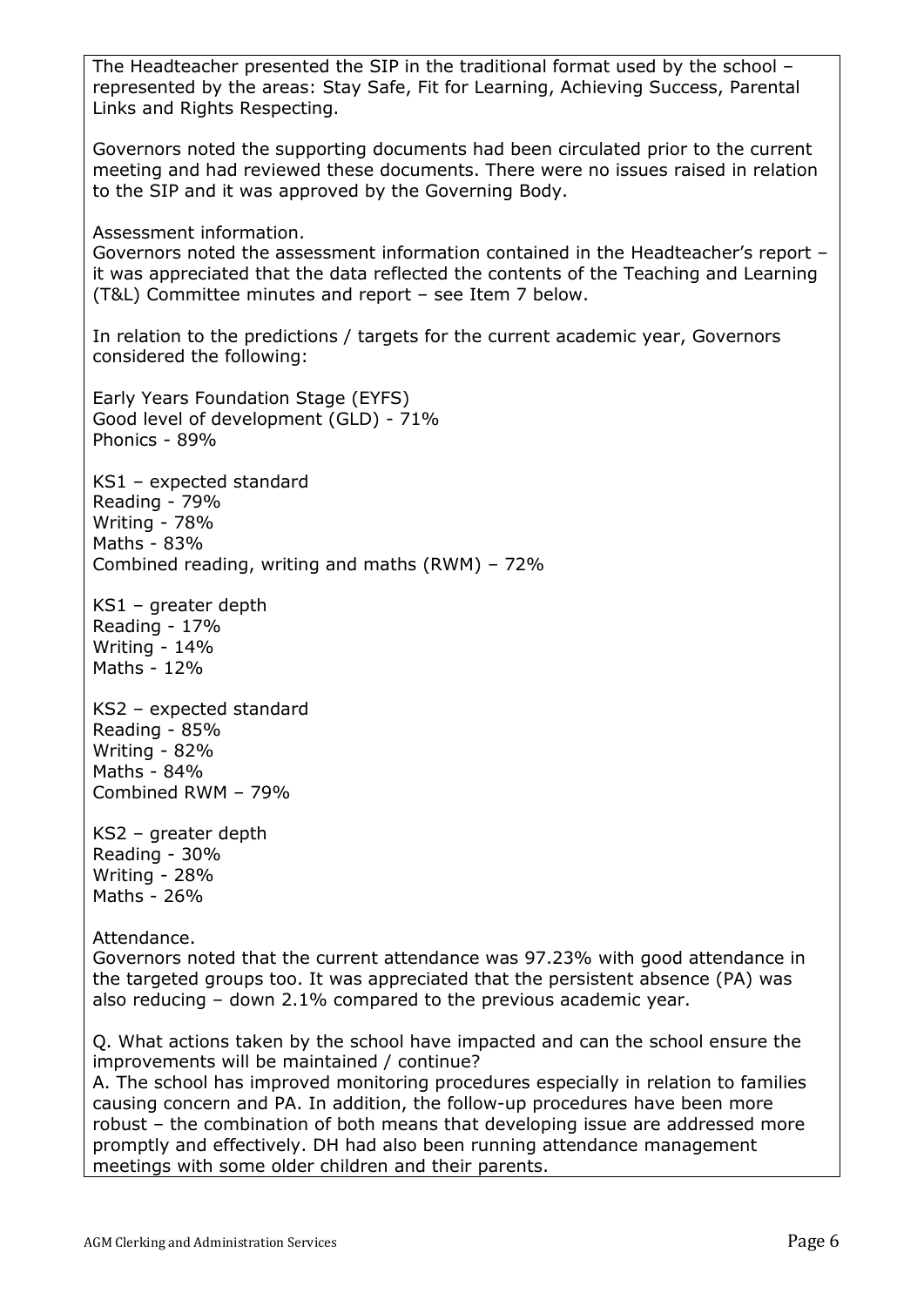The Headteacher presented the SIP in the traditional format used by the school – represented by the areas: Stay Safe, Fit for Learning, Achieving Success, Parental Links and Rights Respecting.

Governors noted the supporting documents had been circulated prior to the current meeting and had reviewed these documents. There were no issues raised in relation to the SIP and it was approved by the Governing Body.

Assessment information.
Governors noted the assessment information contained in the Headteacher's report – it was appreciated that the data reflected the contents of the Teaching and Learning (T&L) Committee minutes and report – see Item 7 below.

In relation to the predictions / targets for the current academic year, Governors considered the following:

Early Years Foundation Stage (EYFS)
Good level of development (GLD) - 71%
Phonics - 89%

KS1 – expected standard
Reading - 79%
Writing - 78%
Maths - 83%
Combined reading, writing and maths (RWM) – 72%

KS1 – greater depth
Reading - 17%
Writing - 14%
Maths - 12%

KS2 – expected standard
Reading - 85%
Writing - 82%
Maths - 84%
Combined RWM – 79%

KS2 – greater depth
Reading - 30%
Writing - 28%
Maths - 26%

Attendance.
Governors noted that the current attendance was 97.23% with good attendance in the targeted groups too. It was appreciated that the persistent absence (PA) was also reducing – down 2.1% compared to the previous academic year.

Q. What actions taken by the school have impacted and can the school ensure the improvements will be maintained / continue?
A. The school has improved monitoring procedures especially in relation to families causing concern and PA. In addition, the follow-up procedures have been more robust – the combination of both means that developing issue are addressed more promptly and effectively. DH had also been running attendance management meetings with some older children and their parents.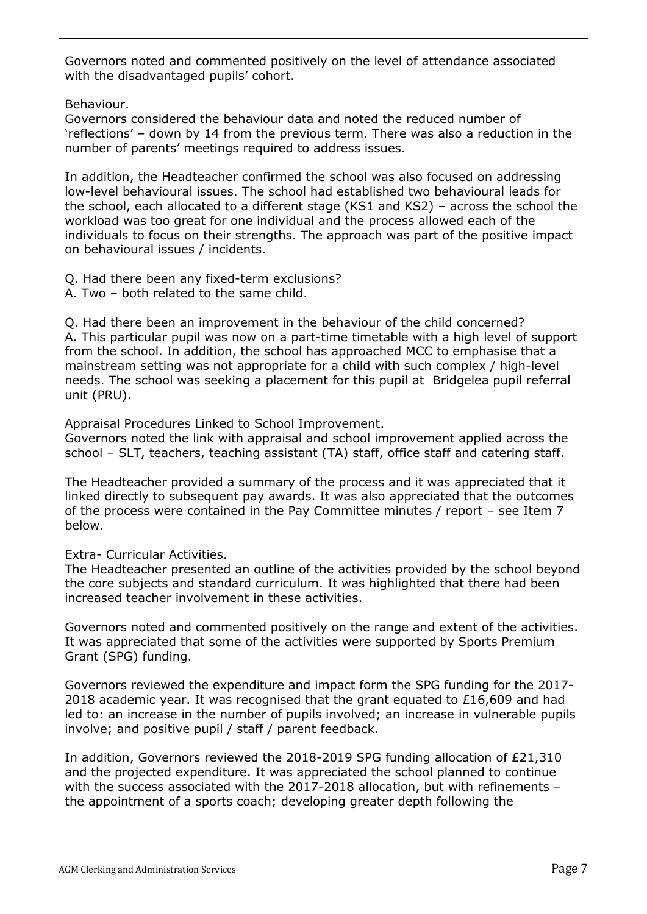Governors noted and commented positively on the level of attendance associated with the disadvantaged pupils' cohort.

Behaviour.
Governors considered the behaviour data and noted the reduced number of 'reflections' – down by 14 from the previous term. There was also a reduction in the number of parents' meetings required to address issues.

In addition, the Headteacher confirmed the school was also focused on addressing low-level behavioural issues. The school had established two behavioural leads for the school, each allocated to a different stage (KS1 and KS2) – across the school the workload was too great for one individual and the process allowed each of the individuals to focus on their strengths. The approach was part of the positive impact on behavioural issues / incidents.

Q. Had there been any fixed-term exclusions?
A. Two – both related to the same child.

Q. Had there been an improvement in the behaviour of the child concerned?
A. This particular pupil was now on a part-time timetable with a high level of support from the school. In addition, the school has approached MCC to emphasise that a mainstream setting was not appropriate for a child with such complex / high-level needs. The school was seeking a placement for this pupil at Bridgelea pupil referral unit (PRU).

Appraisal Procedures Linked to School Improvement.
Governors noted the link with appraisal and school improvement applied across the school – SLT, teachers, teaching assistant (TA) staff, office staff and catering staff.

The Headteacher provided a summary of the process and it was appreciated that it linked directly to subsequent pay awards. It was also appreciated that the outcomes of the process were contained in the Pay Committee minutes / report – see Item 7 below.

Extra- Curricular Activities.
The Headteacher presented an outline of the activities provided by the school beyond the core subjects and standard curriculum. It was highlighted that there had been increased teacher involvement in these activities.

Governors noted and commented positively on the range and extent of the activities. It was appreciated that some of the activities were supported by Sports Premium Grant (SPG) funding.

Governors reviewed the expenditure and impact form the SPG funding for the 2017-2018 academic year. It was recognised that the grant equated to £16,609 and had led to: an increase in the number of pupils involved; an increase in vulnerable pupils involve; and positive pupil / staff / parent feedback.

In addition, Governors reviewed the 2018-2019 SPG funding allocation of £21,310 and the projected expenditure. It was appreciated the school planned to continue with the success associated with the 2017-2018 allocation, but with refinements – the appointment of a sports coach; developing greater depth following the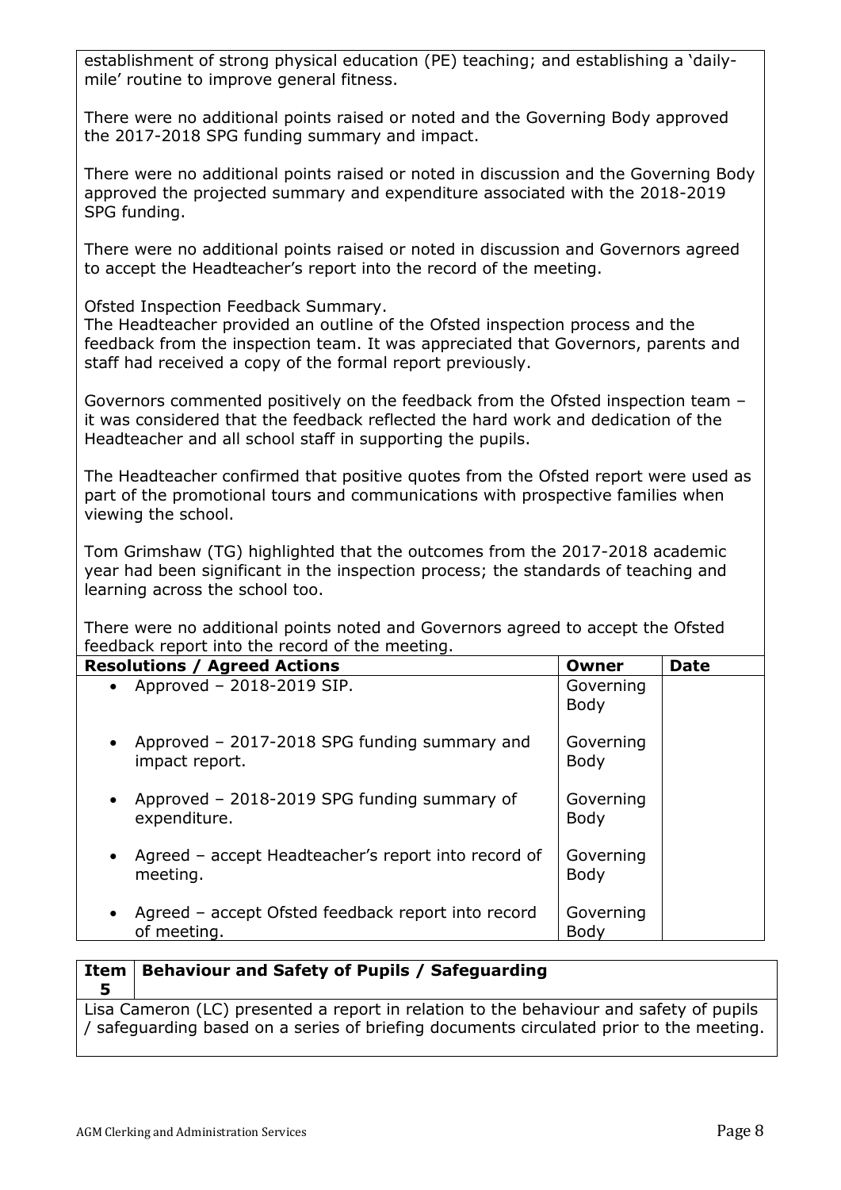establishment of strong physical education (PE) teaching; and establishing a 'daily-mile' routine to improve general fitness.

There were no additional points raised or noted and the Governing Body approved the 2017-2018 SPG funding summary and impact.

There were no additional points raised or noted in discussion and the Governing Body approved the projected summary and expenditure associated with the 2018-2019 SPG funding.

There were no additional points raised or noted in discussion and Governors agreed to accept the Headteacher's report into the record of the meeting.

Ofsted Inspection Feedback Summary.
The Headteacher provided an outline of the Ofsted inspection process and the feedback from the inspection team. It was appreciated that Governors, parents and staff had received a copy of the formal report previously.

Governors commented positively on the feedback from the Ofsted inspection team – it was considered that the feedback reflected the hard work and dedication of the Headteacher and all school staff in supporting the pupils.

The Headteacher confirmed that positive quotes from the Ofsted report were used as part of the promotional tours and communications with prospective families when viewing the school.

Tom Grimshaw (TG) highlighted that the outcomes from the 2017-2018 academic year had been significant in the inspection process; the standards of teaching and learning across the school too.

There were no additional points noted and Governors agreed to accept the Ofsted feedback report into the record of the meeting.

| Resolutions / Agreed Actions | Owner | Date |
|---|---|---|
| • Approved – 2018-2019 SIP. | Governing Body | |
| • Approved – 2017-2018 SPG funding summary and impact report. | Governing Body | |
| • Approved – 2018-2019 SPG funding summary of expenditure. | Governing Body | |
| • Agreed – accept Headteacher's report into record of meeting. | Governing Body | |
| • Agreed – accept Ofsted feedback report into record of meeting. | Governing Body | |

| Item 5 | Behaviour and Safety of Pupils / Safeguarding |
|---|---|

Lisa Cameron (LC) presented a report in relation to the behaviour and safety of pupils / safeguarding based on a series of briefing documents circulated prior to the meeting.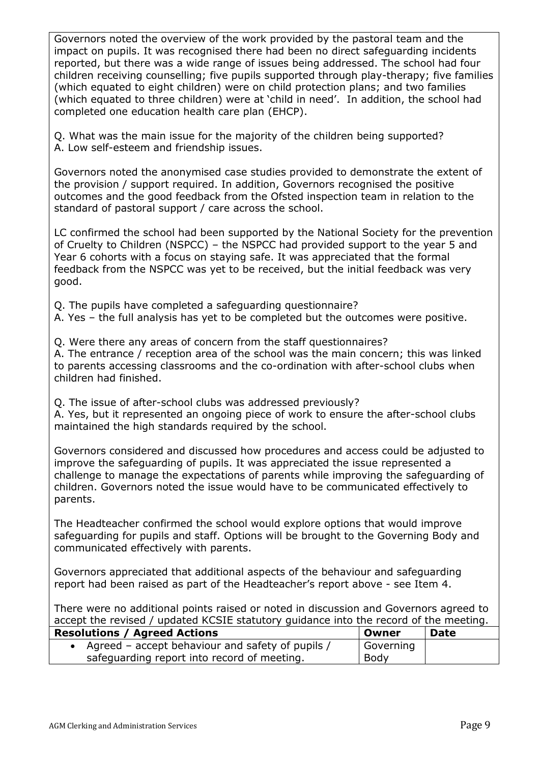Governors noted the overview of the work provided by the pastoral team and the impact on pupils. It was recognised there had been no direct safeguarding incidents reported, but there was a wide range of issues being addressed. The school had four children receiving counselling; five pupils supported through play-therapy; five families (which equated to eight children) were on child protection plans; and two families (which equated to three children) were at 'child in need'. In addition, the school had completed one education health care plan (EHCP).

Q. What was the main issue for the majority of the children being supported?
A. Low self-esteem and friendship issues.

Governors noted the anonymised case studies provided to demonstrate the extent of the provision / support required. In addition, Governors recognised the positive outcomes and the good feedback from the Ofsted inspection team in relation to the standard of pastoral support / care across the school.

LC confirmed the school had been supported by the National Society for the prevention of Cruelty to Children (NSPCC) – the NSPCC had provided support to the year 5 and Year 6 cohorts with a focus on staying safe. It was appreciated that the formal feedback from the NSPCC was yet to be received, but the initial feedback was very good.

Q. The pupils have completed a safeguarding questionnaire?
A. Yes – the full analysis has yet to be completed but the outcomes were positive.

Q. Were there any areas of concern from the staff questionnaires?
A. The entrance / reception area of the school was the main concern; this was linked to parents accessing classrooms and the co-ordination with after-school clubs when children had finished.

Q. The issue of after-school clubs was addressed previously?
A. Yes, but it represented an ongoing piece of work to ensure the after-school clubs maintained the high standards required by the school.

Governors considered and discussed how procedures and access could be adjusted to improve the safeguarding of pupils. It was appreciated the issue represented a challenge to manage the expectations of parents while improving the safeguarding of children. Governors noted the issue would have to be communicated effectively to parents.

The Headteacher confirmed the school would explore options that would improve safeguarding for pupils and staff. Options will be brought to the Governing Body and communicated effectively with parents.

Governors appreciated that additional aspects of the behaviour and safeguarding report had been raised as part of the Headteacher's report above - see Item 4.

There were no additional points raised or noted in discussion and Governors agreed to accept the revised / updated KCSIE statutory guidance into the record of the meeting.

| Resolutions / Agreed Actions | Owner | Date |
|---|---|---|
| • Agreed – accept behaviour and safety of pupils / safeguarding report into record of meeting. | Governing Body | |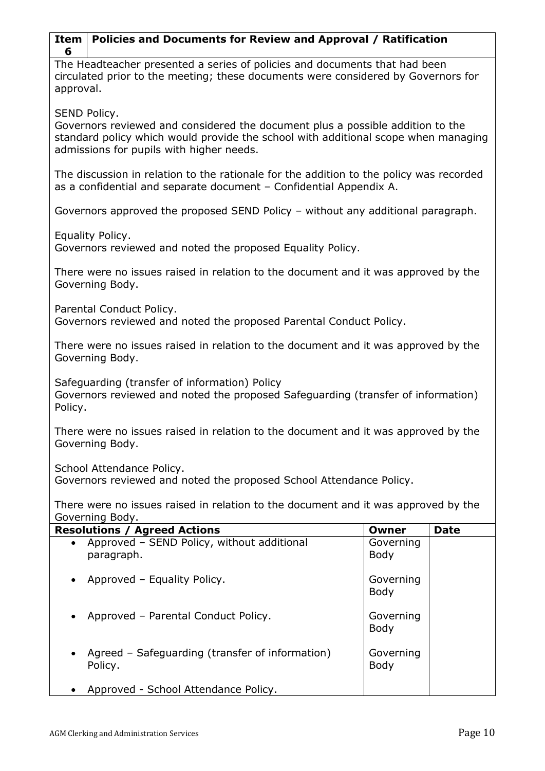| Item 6 | Policies and Documents for Review and Approval / Ratification |
|---|---|

The Headteacher presented a series of policies and documents that had been circulated prior to the meeting; these documents were considered by Governors for approval.

SEND Policy.
Governors reviewed and considered the document plus a possible addition to the standard policy which would provide the school with additional scope when managing admissions for pupils with higher needs.

The discussion in relation to the rationale for the addition to the policy was recorded as a confidential and separate document – Confidential Appendix A.

Governors approved the proposed SEND Policy – without any additional paragraph.

Equality Policy.
Governors reviewed and noted the proposed Equality Policy.

There were no issues raised in relation to the document and it was approved by the Governing Body.

Parental Conduct Policy.
Governors reviewed and noted the proposed Parental Conduct Policy.

There were no issues raised in relation to the document and it was approved by the Governing Body.

Safeguarding (transfer of information) Policy
Governors reviewed and noted the proposed Safeguarding (transfer of information) Policy.

There were no issues raised in relation to the document and it was approved by the Governing Body.

School Attendance Policy.
Governors reviewed and noted the proposed School Attendance Policy.

There were no issues raised in relation to the document and it was approved by the Governing Body.

| Resolutions / Agreed Actions | Owner | Date |
|---|---|---|
| • Approved – SEND Policy, without additional paragraph. | Governing Body | |
| • Approved – Equality Policy. | Governing Body | |
| • Approved – Parental Conduct Policy. | Governing Body | |
| • Agreed – Safeguarding (transfer of information) Policy. | Governing Body | |
| • Approved - School Attendance Policy. | | |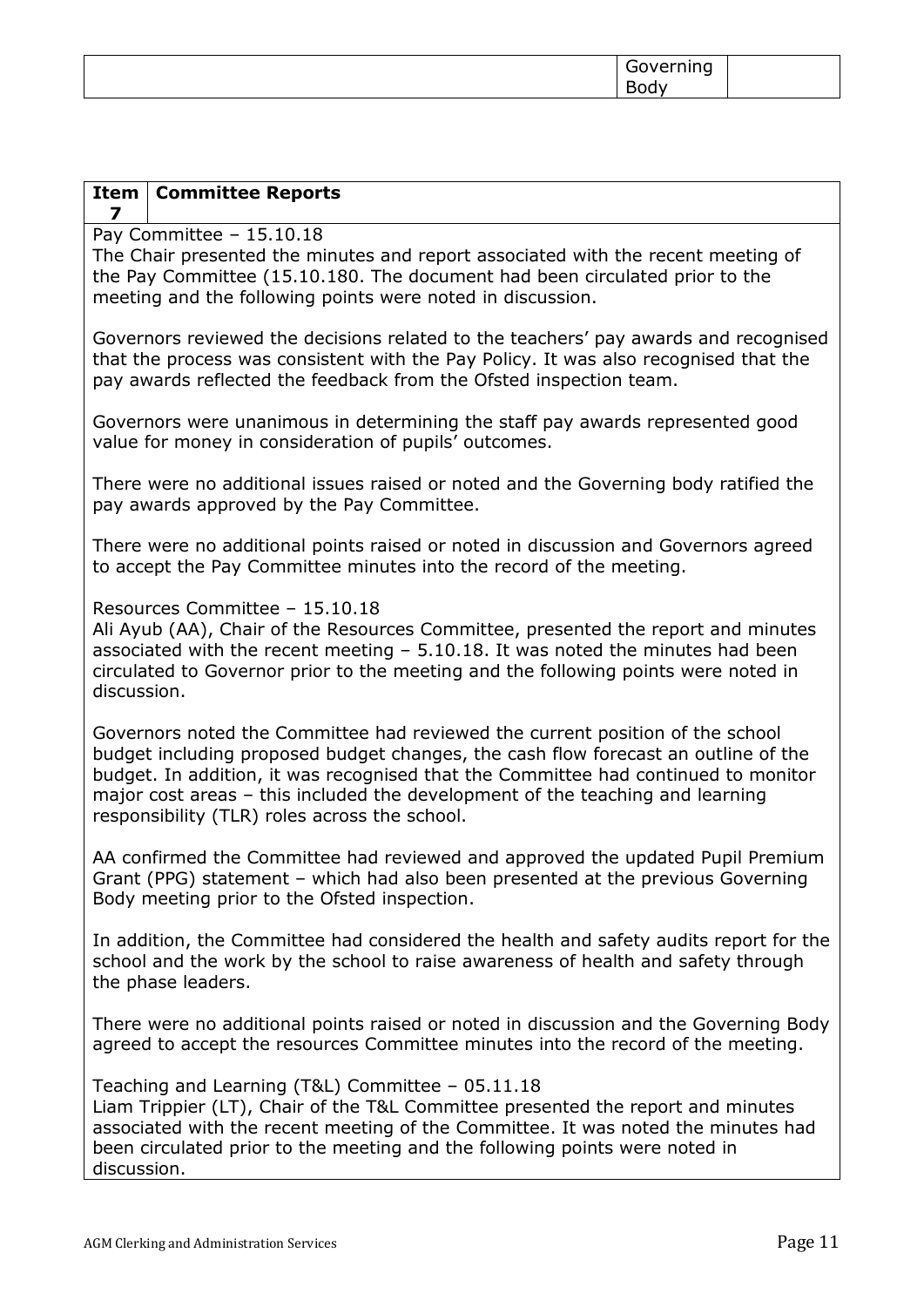| | Governing Body | |
|---|---|---|

| Item 7 | Committee Reports |
|---|---|

Pay Committee – 15.10.18
The Chair presented the minutes and report associated with the recent meeting of the Pay Committee (15.10.180. The document had been circulated prior to the meeting and the following points were noted in discussion.

Governors reviewed the decisions related to the teachers' pay awards and recognised that the process was consistent with the Pay Policy. It was also recognised that the pay awards reflected the feedback from the Ofsted inspection team.

Governors were unanimous in determining the staff pay awards represented good value for money in consideration of pupils' outcomes.

There were no additional issues raised or noted and the Governing body ratified the pay awards approved by the Pay Committee.

There were no additional points raised or noted in discussion and Governors agreed to accept the Pay Committee minutes into the record of the meeting.

Resources Committee – 15.10.18
Ali Ayub (AA), Chair of the Resources Committee, presented the report and minutes associated with the recent meeting – 5.10.18. It was noted the minutes had been circulated to Governor prior to the meeting and the following points were noted in discussion.

Governors noted the Committee had reviewed the current position of the school budget including proposed budget changes, the cash flow forecast an outline of the budget. In addition, it was recognised that the Committee had continued to monitor major cost areas – this included the development of the teaching and learning responsibility (TLR) roles across the school.

AA confirmed the Committee had reviewed and approved the updated Pupil Premium Grant (PPG) statement – which had also been presented at the previous Governing Body meeting prior to the Ofsted inspection.

In addition, the Committee had considered the health and safety audits report for the school and the work by the school to raise awareness of health and safety through the phase leaders.

There were no additional points raised or noted in discussion and the Governing Body agreed to accept the resources Committee minutes into the record of the meeting.

Teaching and Learning (T&L) Committee – 05.11.18
Liam Trippier (LT), Chair of the T&L Committee presented the report and minutes associated with the recent meeting of the Committee. It was noted the minutes had been circulated prior to the meeting and the following points were noted in discussion.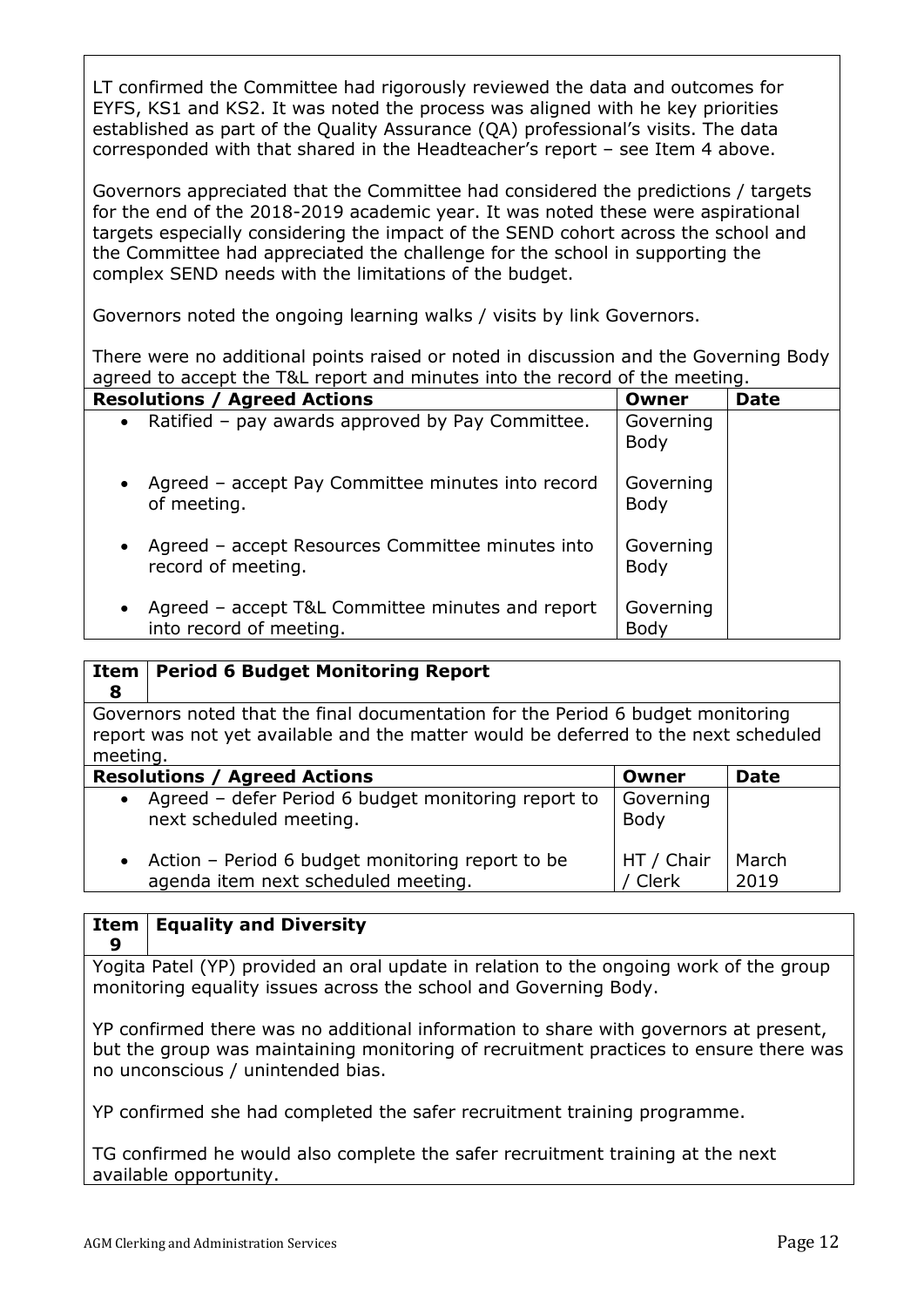LT confirmed the Committee had rigorously reviewed the data and outcomes for EYFS, KS1 and KS2. It was noted the process was aligned with he key priorities established as part of the Quality Assurance (QA) professional's visits. The data corresponded with that shared in the Headteacher's report – see Item 4 above.

Governors appreciated that the Committee had considered the predictions / targets for the end of the 2018-2019 academic year. It was noted these were aspirational targets especially considering the impact of the SEND cohort across the school and the Committee had appreciated the challenge for the school in supporting the complex SEND needs with the limitations of the budget.

Governors noted the ongoing learning walks / visits by link Governors.

There were no additional points raised or noted in discussion and the Governing Body agreed to accept the T&L report and minutes into the record of the meeting.

| Resolutions / Agreed Actions | Owner | Date |
|---|---|---|
| • Ratified – pay awards approved by Pay Committee. | Governing Body | |
| • Agreed – accept Pay Committee minutes into record of meeting. | Governing Body | |
| • Agreed – accept Resources Committee minutes into record of meeting. | Governing Body | |
| • Agreed – accept T&L Committee minutes and report into record of meeting. | Governing Body | |

## Item 8 Period 6 Budget Monitoring Report

Governors noted that the final documentation for the Period 6 budget monitoring report was not yet available and the matter would be deferred to the next scheduled meeting.

| Resolutions / Agreed Actions | Owner | Date |
|---|---|---|
| • Agreed – defer Period 6 budget monitoring report to next scheduled meeting. | Governing Body | |
| • Action – Period 6 budget monitoring report to be agenda item next scheduled meeting. | HT / Chair / Clerk | March 2019 |

## Item 9 Equality and Diversity

Yogita Patel (YP) provided an oral update in relation to the ongoing work of the group monitoring equality issues across the school and Governing Body.

YP confirmed there was no additional information to share with governors at present, but the group was maintaining monitoring of recruitment practices to ensure there was no unconscious / unintended bias.

YP confirmed she had completed the safer recruitment training programme.

TG confirmed he would also complete the safer recruitment training at the next available opportunity.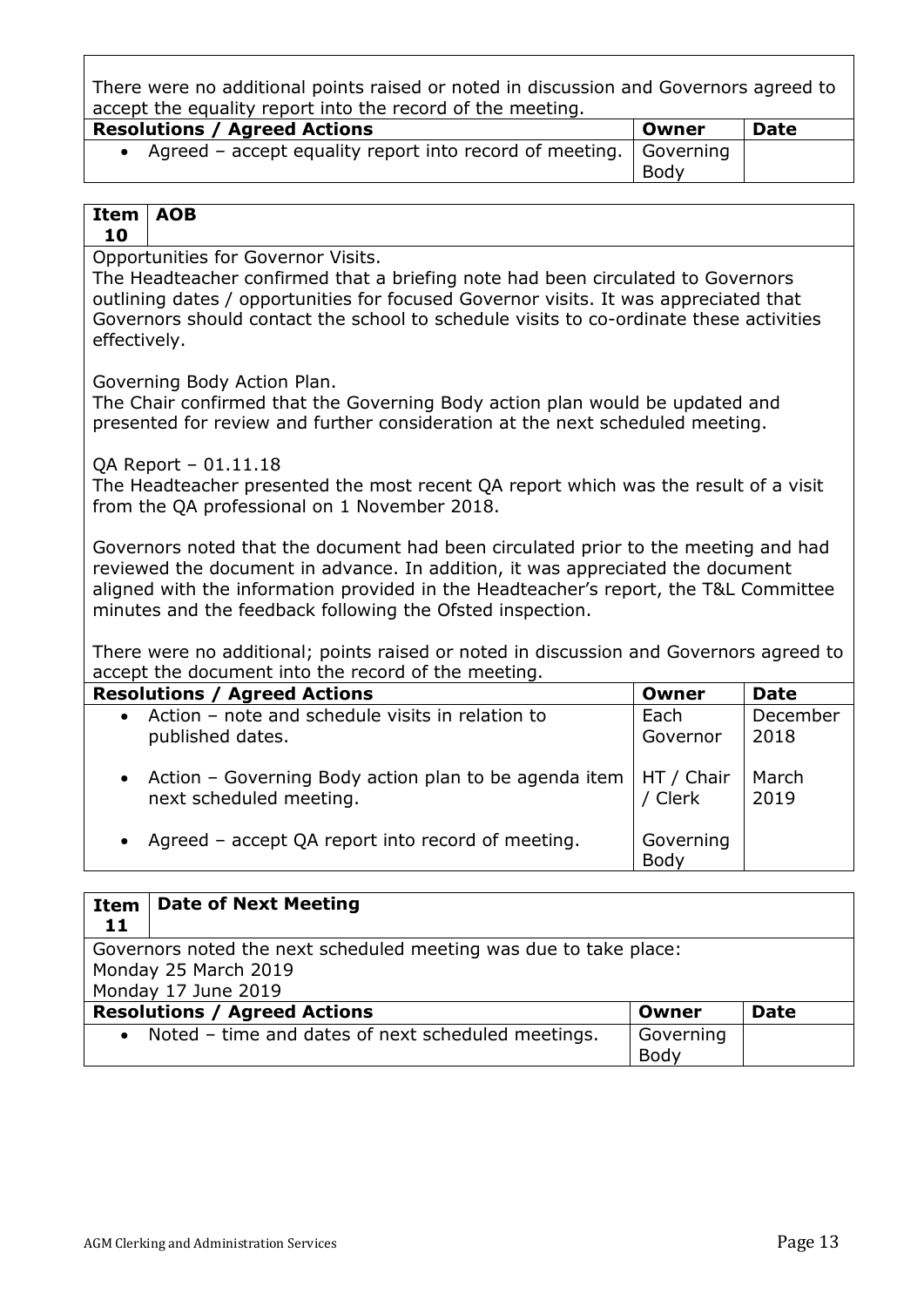There were no additional points raised or noted in discussion and Governors agreed to accept the equality report into the record of the meeting.

| Resolutions / Agreed Actions | Owner | Date |
|---|---|---|
| • Agreed – accept equality report into record of meeting. | Governing Body | |

## Item 10 AOB

Opportunities for Governor Visits.
The Headteacher confirmed that a briefing note had been circulated to Governors outlining dates / opportunities for focused Governor visits. It was appreciated that Governors should contact the school to schedule visits to co-ordinate these activities effectively.

Governing Body Action Plan.
The Chair confirmed that the Governing Body action plan would be updated and presented for review and further consideration at the next scheduled meeting.

QA Report – 01.11.18
The Headteacher presented the most recent QA report which was the result of a visit from the QA professional on 1 November 2018.

Governors noted that the document had been circulated prior to the meeting and had reviewed the document in advance. In addition, it was appreciated the document aligned with the information provided in the Headteacher's report, the T&L Committee minutes and the feedback following the Ofsted inspection.

There were no additional; points raised or noted in discussion and Governors agreed to accept the document into the record of the meeting.

| Resolutions / Agreed Actions | Owner | Date |
|---|---|---|
| • Action – note and schedule visits in relation to published dates. | Each Governor | December 2018 |
| • Action – Governing Body action plan to be agenda item next scheduled meeting. | HT / Chair / Clerk | March 2019 |
| • Agreed – accept QA report into record of meeting. | Governing Body | |

## Item 11 Date of Next Meeting

Governors noted the next scheduled meeting was due to take place:
Monday 25 March 2019
Monday 17 June 2019

| Resolutions / Agreed Actions | Owner | Date |
|---|---|---|
| • Noted – time and dates of next scheduled meetings. | Governing Body | |

AGM Clerking and Administration Services